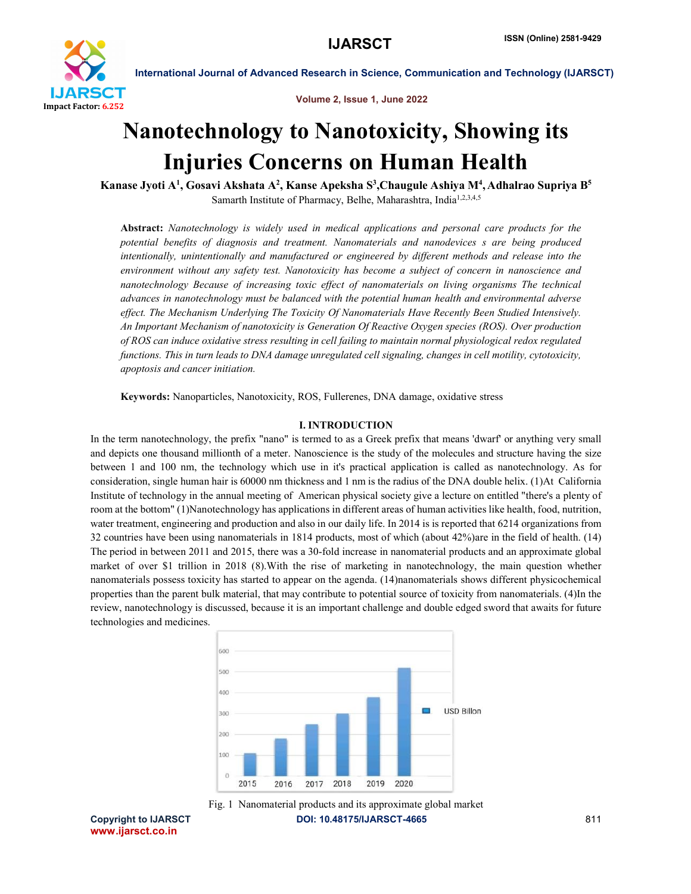# Nanotechnology to Nanotoxicity, Showing its Injuries Concerns on Human Health

**Kanase Jyoti A[1], Gosavi Akshata A[2], Kanse Apeksha S[3], Chaugule Ashiya M[4], Adhalrao Supriya B[5]**

Samarth Institute of Pharmacy, Belhe, Maharashtra, India[1,2,3,4,5]

**Abstract:** *Nanotechnology is widely used in medical applications and personal care products for the potential benefits of diagnosis and treatment. Nanomaterials and nanodevices s are being produced intentionally, unintentionally and manufactured or engineered by different methods and release into the environment without any safety test. Nanotoxicity has become a subject of concern in nanoscience and nanotechnology Because of increasing toxic effect of nanomaterials on living organisms The technical advances in nanotechnology must be balanced with the potential human health and environmental adverse effect. The Mechanism Underlying The Toxicity Of Nanomaterials Have Recently Been Studied Intensively. An Important Mechanism of nanotoxicity is Generation Of Reactive Oxygen species (ROS). Over production of ROS can induce oxidative stress resulting in cell failing to maintain normal physiological redox regulated functions. This in turn leads to DNA damage unregulated cell signaling, changes in cell motility, cytotoxicity, apoptosis and cancer initiation.*

**Keywords:** Nanoparticles, Nanotoxicity, ROS, Fullerenes, DNA damage, oxidative stress

## I. INTRODUCTION

In the term nanotechnology, the prefix "nano" is termed to as a Greek prefix that means 'dwarf' or anything very small and depicts one thousand millionth of a meter. Nanoscience is the study of the molecules and structure having the size between 1 and 100 nm, the technology which use in it's practical application is called as nanotechnology. As for consideration, single human hair is 60000 nm thickness and 1 nm is the radius of the DNA double helix. (1)At California Institute of technology in the annual meeting of American physical society give a lecture on entitled "there's a plenty of room at the bottom" (1)Nanotechnology has applications in different areas of human activities like health, food, nutrition, water treatment, engineering and production and also in our daily life. In 2014 is is reported that 6214 organizations from 32 countries have been using nanomaterials in 1814 products, most of which (about 42%)are in the field of health. (14) The period in between 2011 and 2015, there was a 30-fold increase in nanomaterial products and an approximate global market of over $1 trillion in 2018 (8).With the rise of marketing in nanotechnology, the main question whether nanomaterials possess toxicity has started to appear on the agenda. (14)nanomaterials shows different physicochemical properties than the parent bulk material, that may contribute to potential source of toxicity from nanomaterials. (4)In the review, nanotechnology is discussed, because it is an important challenge and double edged sword that awaits for future technologies and medicines.

| Year | USD Billon |
|---|---|
| 2015 | ~110 |
| 2016 | ~180 |
| 2017 | ~250 |
| 2018 | ~300 |
| 2019 | ~380 |
| 2020 | ~520 |

Fig. 1 Nanomaterial products and its approximate global market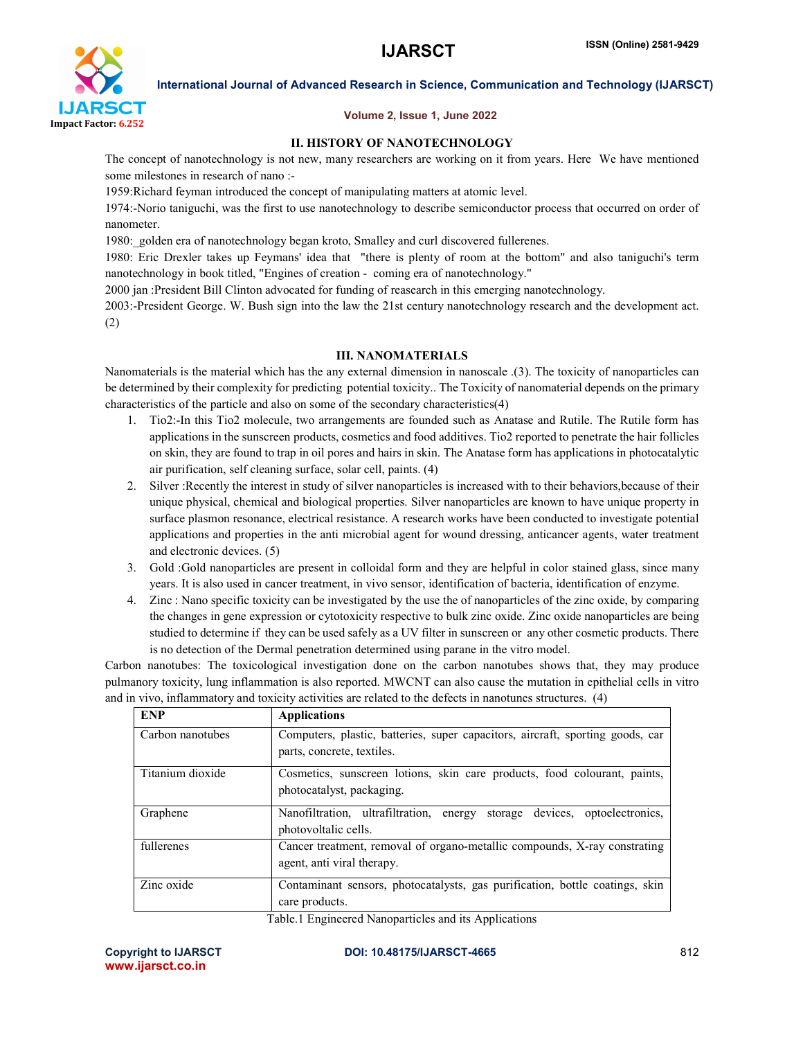## II. HISTORY OF NANOTECHNOLOGY

The concept of nanotechnology is not new, many researchers are working on it from years. Here We have mentioned some milestones in research of nano :-

1959:Richard feyman introduced the concept of manipulating matters at atomic level.

1974:-Norio taniguchi, was the first to use nanotechnology to describe semiconductor process that occurred on order of nanometer.

1980:_golden era of nanotechnology began kroto, Smalley and curl discovered fullerenes.

1980: Eric Drexler takes up Feymans' idea that "there is plenty of room at the bottom" and also taniguchi's term nanotechnology in book titled, "Engines of creation - coming era of nanotechnology."

2000 jan :President Bill Clinton advocated for funding of reasearch in this emerging nanotechnology.

2003:-President George. W. Bush sign into the law the 21st century nanotechnology research and the development act. (2)

## III. NANOMATERIALS

Nanomaterials is the material which has the any external dimension in nanoscale .(3). The toxicity of nanoparticles can be determined by their complexity for predicting potential toxicity.. The Toxicity of nanomaterial depends on the primary characteristics of the particle and also on some of the secondary characteristics(4)

1. Tio2:-In this Tio2 molecule, two arrangements are founded such as Anatase and Rutile. The Rutile form has applications in the sunscreen products, cosmetics and food additives. Tio2 reported to penetrate the hair follicles on skin, they are found to trap in oil pores and hairs in skin. The Anatase form has applications in photocatalytic air purification, self cleaning surface, solar cell, paints. (4)
2. Silver :Recently the interest in study of silver nanoparticles is increased with to their behaviors,because of their unique physical, chemical and biological properties. Silver nanoparticles are known to have unique property in surface plasmon resonance, electrical resistance. A research works have been conducted to investigate potential applications and properties in the anti microbial agent for wound dressing, anticancer agents, water treatment and electronic devices. (5)
3. Gold :Gold nanoparticles are present in colloidal form and they are helpful in color stained glass, since many years. It is also used in cancer treatment, in vivo sensor, identification of bacteria, identification of enzyme.
4. Zinc : Nano specific toxicity can be investigated by the use the of nanoparticles of the zinc oxide, by comparing the changes in gene expression or cytotoxicity respective to bulk zinc oxide. Zinc oxide nanoparticles are being studied to determine if they can be used safely as a UV filter in sunscreen or any other cosmetic products. There is no detection of the Dermal penetration determined using parane in the vitro model.

Carbon nanotubes: The toxicological investigation done on the carbon nanotubes shows that, they may produce pulmanory toxicity, lung inflammation is also reported. MWCNT can also cause the mutation in epithelial cells in vitro and in vivo, inflammatory and toxicity activities are related to the defects in nanotunes structures. (4)

| ENP | Applications |
|---|---|
| Carbon nanotubes | Computers, plastic, batteries, super capacitors, aircraft, sporting goods, car parts, concrete, textiles. |
| Titanium dioxide | Cosmetics, sunscreen lotions, skin care products, food colourant, paints, photocatalyst, packaging. |
| Graphene | Nanofiltration, ultrafiltration, energy storage devices, optoelectronics, photovoltalic cells. |
| fullerenes | Cancer treatment, removal of organo-metallic compounds, X-ray constrating agent, anti viral therapy. |
| Zinc oxide | Contaminant sensors, photocatalysts, gas purification, bottle coatings, skin care products. |

Table.1 Engineered Nanoparticles and its Applications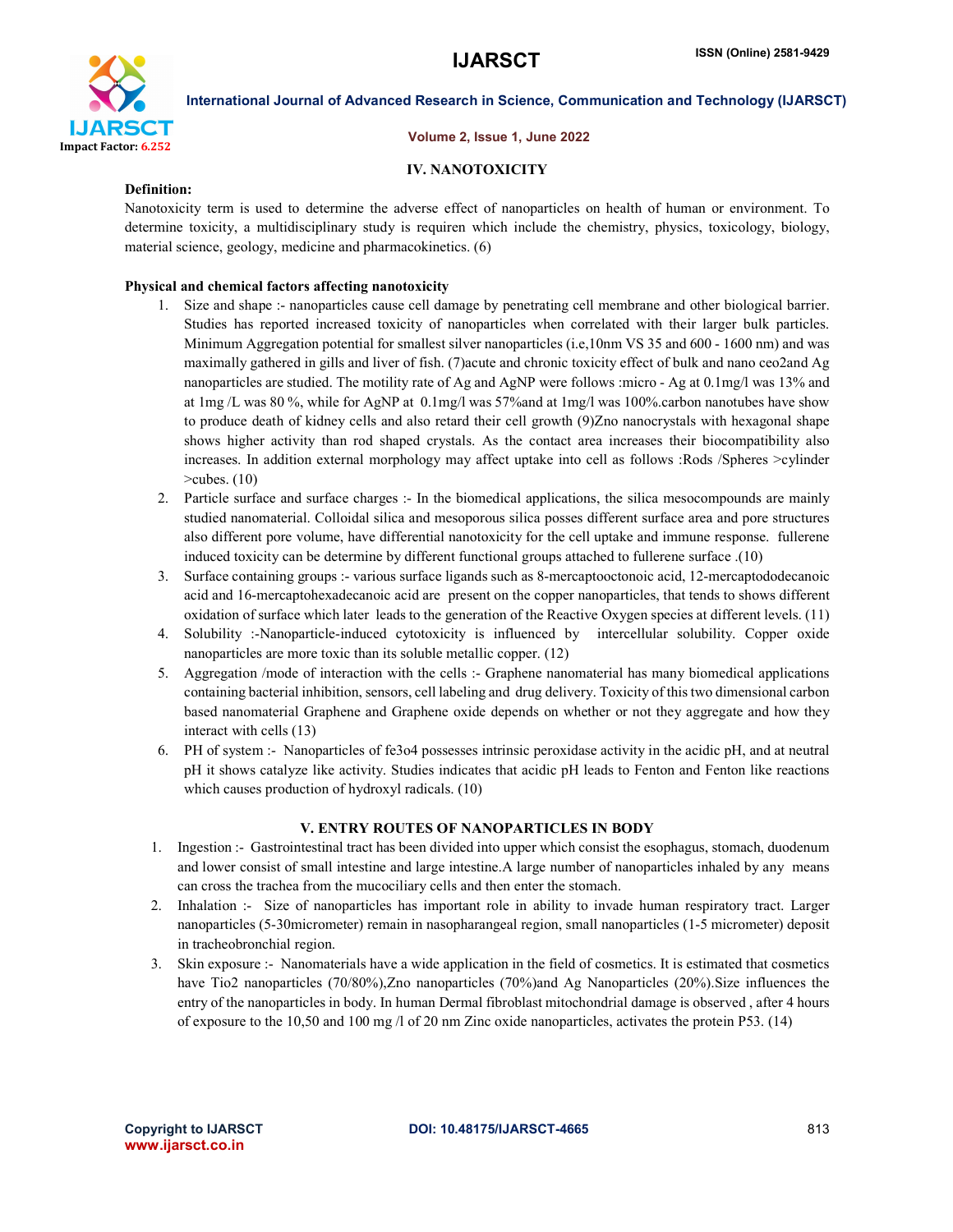## IV. NANOTOXICITY

**Definition:**

Nanotoxicity term is used to determine the adverse effect of nanoparticles on health of human or environment. To determine toxicity, a multidisciplinary study is requiren which include the chemistry, physics, toxicology, biology, material science, geology, medicine and pharmacokinetics. (6)

**Physical and chemical factors affecting nanotoxicity**

1. Size and shape :- nanoparticles cause cell damage by penetrating cell membrane and other biological barrier. Studies has reported increased toxicity of nanoparticles when correlated with their larger bulk particles. Minimum Aggregation potential for smallest silver nanoparticles (i.e,10nm VS 35 and 600 - 1600 nm) and was maximally gathered in gills and liver of fish. (7)acute and chronic toxicity effect of bulk and nano ceo2and Ag nanoparticles are studied. The motility rate of Ag and AgNP were follows :micro - Ag at 0.1mg/l was 13% and at 1mg /L was 80 %, while for AgNP at 0.1mg/l was 57%and at 1mg/l was 100%.carbon nanotubes have show to produce death of kidney cells and also retard their cell growth (9)Zno nanocrystals with hexagonal shape shows higher activity than rod shaped crystals. As the contact area increases their biocompatibility also increases. In addition external morphology may affect uptake into cell as follows :Rods /Spheres >cylinder >cubes. (10)
2. Particle surface and surface charges :- In the biomedical applications, the silica mesocompounds are mainly studied nanomaterial. Colloidal silica and mesoporous silica posses different surface area and pore structures also different pore volume, have differential nanotoxicity for the cell uptake and immune response. fullerene induced toxicity can be determine by different functional groups attached to fullerene surface .(10)
3. Surface containing groups :- various surface ligands such as 8-mercaptooctonoic acid, 12-mercaptododecanoic acid and 16-mercaptohexadecanoic acid are present on the copper nanoparticles, that tends to shows different oxidation of surface which later leads to the generation of the Reactive Oxygen species at different levels. (11)
4. Solubility :-Nanoparticle-induced cytotoxicity is influenced by intercellular solubility. Copper oxide nanoparticles are more toxic than its soluble metallic copper. (12)
5. Aggregation /mode of interaction with the cells :- Graphene nanomaterial has many biomedical applications containing bacterial inhibition, sensors, cell labeling and drug delivery. Toxicity of this two dimensional carbon based nanomaterial Graphene and Graphene oxide depends on whether or not they aggregate and how they interact with cells (13)
6. PH of system :- Nanoparticles of fe3o4 possesses intrinsic peroxidase activity in the acidic pH, and at neutral pH it shows catalyze like activity. Studies indicates that acidic pH leads to Fenton and Fenton like reactions which causes production of hydroxyl radicals. (10)

## V. ENTRY ROUTES OF NANOPARTICLES IN BODY

1. Ingestion :- Gastrointestinal tract has been divided into upper which consist the esophagus, stomach, duodenum and lower consist of small intestine and large intestine.A large number of nanoparticles inhaled by any means can cross the trachea from the mucociliary cells and then enter the stomach.
2. Inhalation :- Size of nanoparticles has important role in ability to invade human respiratory tract. Larger nanoparticles (5-30micrometer) remain in nasopharangeal region, small nanoparticles (1-5 micrometer) deposit in tracheobronchial region.
3. Skin exposure :- Nanomaterials have a wide application in the field of cosmetics. It is estimated that cosmetics have Tio2 nanoparticles (70/80%),Zno nanoparticles (70%)and Ag Nanoparticles (20%).Size influences the entry of the nanoparticles in body. In human Dermal fibroblast mitochondrial damage is observed , after 4 hours of exposure to the 10,50 and 100 mg /l of 20 nm Zinc oxide nanoparticles, activates the protein P53. (14)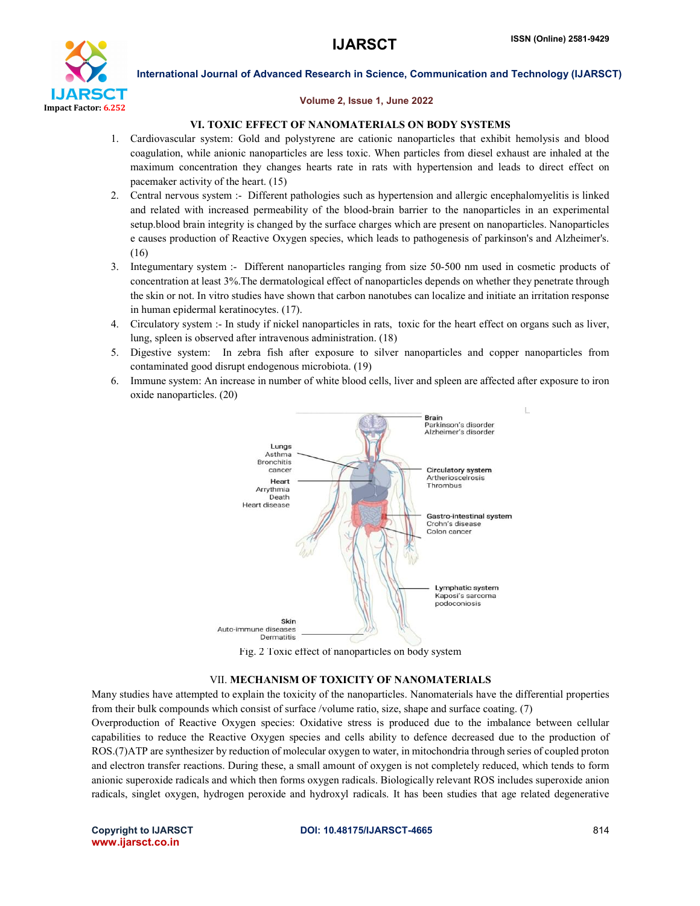## VI. TOXIC EFFECT OF NANOMATERIALS ON BODY SYSTEMS

1. Cardiovascular system: Gold and polystyrene are cationic nanoparticles that exhibit hemolysis and blood coagulation, while anionic nanoparticles are less toxic. When particles from diesel exhaust are inhaled at the maximum concentration they changes hearts rate in rats with hypertension and leads to direct effect on pacemaker activity of the heart. (15)
2. Central nervous system :- Different pathologies such as hypertension and allergic encephalomyelitis is linked and related with increased permeability of the blood-brain barrier to the nanoparticles in an experimental setup.blood brain integrity is changed by the surface charges which are present on nanoparticles. Nanoparticles e causes production of Reactive Oxygen species, which leads to pathogenesis of parkinson's and Alzheimer's. (16)
3. Integumentary system :- Different nanoparticles ranging from size 50-500 nm used in cosmetic products of concentration at least 3%.The dermatological effect of nanoparticles depends on whether they penetrate through the skin or not. In vitro studies have shown that carbon nanotubes can localize and initiate an irritation response in human epidermal keratinocytes. (17).
4. Circulatory system :- In study if nickel nanoparticles in rats, toxic for the heart effect on organs such as liver, lung, spleen is observed after intravenous administration. (18)
5. Digestive system: In zebra fish after exposure to silver nanoparticles and copper nanoparticles from contaminated good disrupt endogenous microbiota. (19)
6. Immune system: An increase in number of white blood cells, liver and spleen are affected after exposure to iron oxide nanoparticles. (20)

Fig. 2 Toxic effect of nanoparticles on body system

## VII. MECHANISM OF TOXICITY OF NANOMATERIALS

Many studies have attempted to explain the toxicity of the nanoparticles. Nanomaterials have the differential properties from their bulk compounds which consist of surface /volume ratio, size, shape and surface coating. (7)

Overproduction of Reactive Oxygen species: Oxidative stress is produced due to the imbalance between cellular capabilities to reduce the Reactive Oxygen species and cells ability to defence decreased due to the production of ROS.(7)ATP are synthesizer by reduction of molecular oxygen to water, in mitochondria through series of coupled proton and electron transfer reactions. During these, a small amount of oxygen is not completely reduced, which tends to form anionic superoxide radicals and which then forms oxygen radicals. Biologically relevant ROS includes superoxide anion radicals, singlet oxygen, hydrogen peroxide and hydroxyl radicals. It has been studies that age related degenerative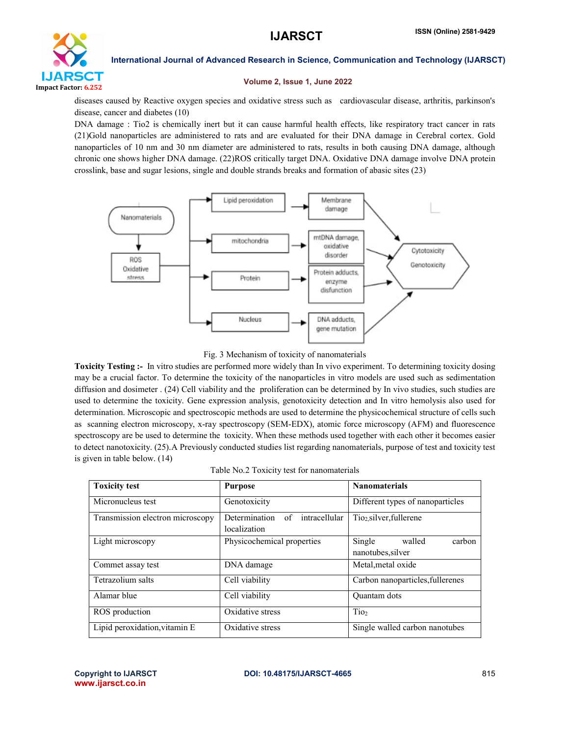diseases caused by Reactive oxygen species and oxidative stress such as cardiovascular disease, arthritis, parkinson's disease, cancer and diabetes (10)

DNA damage : Tio2 is chemically inert but it can cause harmful health effects, like respiratory tract cancer in rats (21)Gold nanoparticles are administered to rats and are evaluated for their DNA damage in Cerebral cortex. Gold nanoparticles of 10 nm and 30 nm diameter are administered to rats, results in both causing DNA damage, although chronic one shows higher DNA damage. (22)ROS critically target DNA. Oxidative DNA damage involve DNA protein crosslink, base and sugar lesions, single and double strands breaks and formation of abasic sites (23)

Fig. 3 Mechanism of toxicity of nanomaterials

**Toxicity Testing :-** In vitro studies are performed more widely than In vivo experiment. To determining toxicity dosing may be a crucial factor. To determine the toxicity of the nanoparticles in vitro models are used such as sedimentation diffusion and dosimeter . (24) Cell viability and the proliferation can be determined by In vivo studies, such studies are used to determine the toxicity. Gene expression analysis, genotoxicity detection and In vitro hemolysis also used for determination. Microscopic and spectroscopic methods are used to determine the physicochemical structure of cells such as scanning electron microscopy, x-ray spectroscopy (SEM-EDX), atomic force microscopy (AFM) and fluorescence spectroscopy are be used to determine the toxicity. When these methods used together with each other it becomes easier to detect nanotoxicity. (25).A Previously conducted studies list regarding nanomaterials, purpose of test and toxicity test is given in table below. (14)

Table No.2 Toxicity test for nanomaterials

| Toxicity test | Purpose | Nanomaterials |
|---|---|---|
| Micronucleus test | Genotoxicity | Different types of nanoparticles |
| Transmission electron microscopy | Determination of intracellular localization | $Tio_2$,silver,fullerene |
| Light microscopy | Physicochemical properties | Single walled carbon nanotubes,silver |
| Commet assay test | DNA damage | Metal,metal oxide |
| Tetrazolium salts | Cell viability | Carbon nanoparticles,fullerenes |
| Alamar blue | Cell viability | Quantam dots |
| ROS production | Oxidative stress | $Tio_2$ |
| Lipid peroxidation,vitamin E | Oxidative stress | Single walled carbon nanotubes |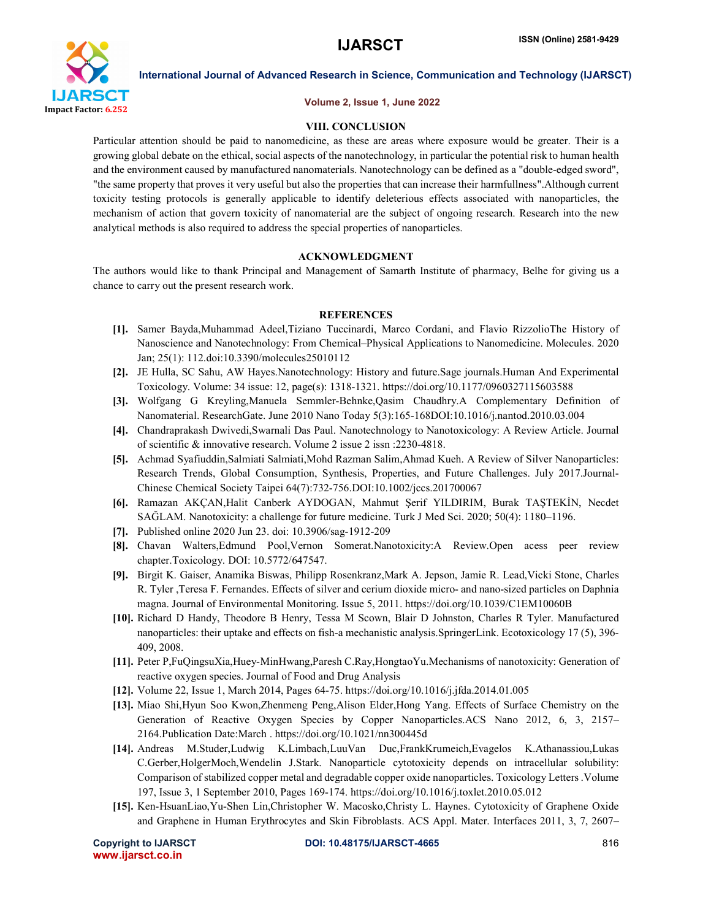## VIII. CONCLUSION

Particular attention should be paid to nanomedicine, as these are areas where exposure would be greater. Their is a growing global debate on the ethical, social aspects of the nanotechnology, in particular the potential risk to human health and the environment caused by manufactured nanomaterials. Nanotechnology can be defined as a "double-edged sword", "the same property that proves it very useful but also the properties that can increase their harmfullness".Although current toxicity testing protocols is generally applicable to identify deleterious effects associated with nanoparticles, the mechanism of action that govern toxicity of nanomaterial are the subject of ongoing research. Research into the new analytical methods is also required to address the special properties of nanoparticles.

## ACKNOWLEDGMENT

The authors would like to thank Principal and Management of Samarth Institute of pharmacy, Belhe for giving us a chance to carry out the present research work.

## REFERENCES

[1]. Samer Bayda,Muhammad Adeel,Tiziano Tuccinardi, Marco Cordani, and Flavio RizzolioThe History of Nanoscience and Nanotechnology: From Chemical–Physical Applications to Nanomedicine. Molecules. 2020 Jan; 25(1): 112.doi:10.3390/molecules25010112

[2]. JE Hulla, SC Sahu, AW Hayes.Nanotechnology: History and future.Sage journals.Human And Experimental Toxicology. Volume: 34 issue: 12, page(s): 1318-1321. https://doi.org/10.1177/0960327115603588

[3]. Wolfgang G Kreyling,Manuela Semmler-Behnke,Qasim Chaudhry.A Complementary Definition of Nanomaterial. ResearchGate. June 2010 Nano Today 5(3):165-168DOI:10.1016/j.nantod.2010.03.004

[4]. Chandraprakash Dwivedi,Swarnali Das Paul. Nanotechnology to Nanotoxicology: A Review Article. Journal of scientific & innovative research. Volume 2 issue 2 issn :2230-4818.

[5]. Achmad Syafiuddin,Salmiati Salmiati,Mohd Razman Salim,Ahmad Kueh. A Review of Silver Nanoparticles: Research Trends, Global Consumption, Synthesis, Properties, and Future Challenges. July 2017.Journal-Chinese Chemical Society Taipei 64(7):732-756.DOI:10.1002/jccs.201700067

[6]. Ramazan AKÇAN,Halit Canberk AYDOGAN, Mahmut Şerif YILDIRIM, Burak TAŞTEKİN, Necdet SAĞLAM. Nanotoxicity: a challenge for future medicine. Turk J Med Sci. 2020; 50(4): 1180–1196.

[7]. Published online 2020 Jun 23. doi: 10.3906/sag-1912-209

[8]. Chavan Walters,Edmund Pool,Vernon Somerat.Nanotoxicity:A Review.Open acess peer review chapter.Toxicology. DOI: 10.5772/647547.

[9]. Birgit K. Gaiser, Anamika Biswas, Philipp Rosenkranz,Mark A. Jepson, Jamie R. Lead,Vicki Stone, Charles R. Tyler ,Teresa F. Fernandes. Effects of silver and cerium dioxide micro- and nano-sized particles on Daphnia magna. Journal of Environmental Monitoring. Issue 5, 2011. https://doi.org/10.1039/C1EM10060B

[10]. Richard D Handy, Theodore B Henry, Tessa M Scown, Blair D Johnston, Charles R Tyler. Manufactured nanoparticles: their uptake and effects on fish-a mechanistic analysis.SpringerLink. Ecotoxicology 17 (5), 396-409, 2008.

[11]. Peter P,FuQingsuXia,Huey-MinHwang,Paresh C.Ray,HongtaoYu.Mechanisms of nanotoxicity: Generation of reactive oxygen species. Journal of Food and Drug Analysis

[12]. Volume 22, Issue 1, March 2014, Pages 64-75. https://doi.org/10.1016/j.jfda.2014.01.005

[13]. Miao Shi,Hyun Soo Kwon,Zhenmeng Peng,Alison Elder,Hong Yang. Effects of Surface Chemistry on the Generation of Reactive Oxygen Species by Copper Nanoparticles.ACS Nano 2012, 6, 3, 2157–2164.Publication Date:March . https://doi.org/10.1021/nn300445d

[14]. Andreas M.Studer,Ludwig K.Limbach,LuuVan Duc,FrankKrumeich,Evagelos K.Athanassiou,Lukas C.Gerber,HolgerMoch,Wendelin J.Stark. Nanoparticle cytotoxicity depends on intracellular solubility: Comparison of stabilized copper metal and degradable copper oxide nanoparticles. Toxicology Letters .Volume 197, Issue 3, 1 September 2010, Pages 169-174. https://doi.org/10.1016/j.toxlet.2010.05.012

[15]. Ken-HsuanLiao,Yu-Shen Lin,Christopher W. Macosko,Christy L. Haynes. Cytotoxicity of Graphene Oxide and Graphene in Human Erythrocytes and Skin Fibroblasts. ACS Appl. Mater. Interfaces 2011, 3, 7, 2607–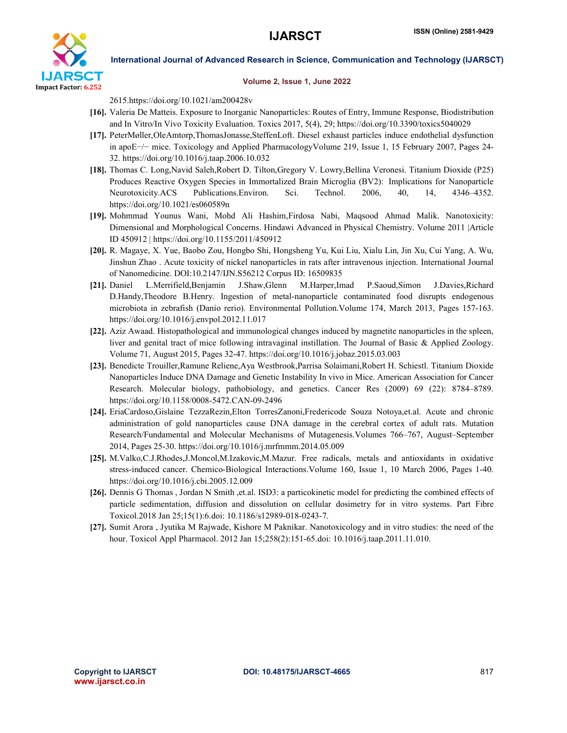2615.https://doi.org/10.1021/am200428v

- [16]. Valeria De Matteis. Exposure to Inorganic Nanoparticles: Routes of Entry, Immune Response, Biodistribution and In Vitro/In Vivo Toxicity Evaluation. Toxics 2017, 5(4), 29; https://doi.org/10.3390/toxics5040029
- [17]. PeterMøller,OleAmtorp,ThomasJonasse,SteffenLoft. Diesel exhaust particles induce endothelial dysfunction in apoE−/− mice. Toxicology and Applied PharmacologyVolume 219, Issue 1, 15 February 2007, Pages 24-32. https://doi.org/10.1016/j.taap.2006.10.032
- [18]. Thomas C. Long,Navid Saleh,Robert D. Tilton,Gregory V. Lowry,Bellina Veronesi. Titanium Dioxide (P25) Produces Reactive Oxygen Species in Immortalized Brain Microglia (BV2): Implications for Nanoparticle Neurotoxicity.ACS Publications.Environ. Sci. Technol. 2006, 40, 14, 4346–4352. https://doi.org/10.1021/es060589n
- [19]. Mohmmad Younus Wani, Mohd Ali Hashim,Firdosa Nabi, Maqsood Ahmad Malik. Nanotoxicity: Dimensional and Morphological Concerns. Hindawi Advanced in Physical Chemistry. Volume 2011 |Article ID 450912 | https://doi.org/10.1155/2011/450912
- [20]. R. Magaye, X. Yue, Baobo Zou, Hongbo Shi, Hongsheng Yu, Kui Liu, Xialu Lin, Jin Xu, Cui Yang, A. Wu, Jinshun Zhao . Acute toxicity of nickel nanoparticles in rats after intravenous injection. International Journal of Nanomedicine. DOI:10.2147/IJN.S56212 Corpus ID: 16509835
- [21]. Daniel L.Merrifield,Benjamin J.Shaw,Glenn M.Harper,Imad P.Saoud,Simon J.Davies,Richard D.Handy,Theodore B.Henry. Ingestion of metal-nanoparticle contaminated food disrupts endogenous microbiota in zebrafish (Danio rerio). Environmental Pollution.Volume 174, March 2013, Pages 157-163. https://doi.org/10.1016/j.envpol.2012.11.017
- [22]. Aziz Awaad. Histopathological and immunological changes induced by magnetite nanoparticles in the spleen, liver and genital tract of mice following intravaginal instillation. The Journal of Basic & Applied Zoology. Volume 71, August 2015, Pages 32-47. https://doi.org/10.1016/j.jobaz.2015.03.003
- [23]. Benedicte Trouiller,Ramune Reliene,Aya Westbrook,Parrisa Solaimani,Robert H. Schiestl. Titanium Dioxide Nanoparticles Induce DNA Damage and Genetic Instability In vivo in Mice. American Association for Cancer Research. Molecular biology, pathobiology, and genetics. Cancer Res (2009) 69 (22): 8784–8789. https://doi.org/10.1158/0008-5472.CAN-09-2496
- [24]. EriaCardoso,Gislaine TezzaRezin,Elton TorresZanoni,Fredericode Souza Notoya,et.al. Acute and chronic administration of gold nanoparticles cause DNA damage in the cerebral cortex of adult rats. Mutation Research/Fundamental and Molecular Mechanisms of Mutagenesis.Volumes 766–767, August–September 2014, Pages 25-30. https://doi.org/10.1016/j.mrfmmm.2014.05.009
- [25]. M.Valko,C.J.Rhodes,J.Moncol,M.Izakovic,M.Mazur. Free radicals, metals and antioxidants in oxidative stress-induced cancer. Chemico-Biological Interactions.Volume 160, Issue 1, 10 March 2006, Pages 1-40. https://doi.org/10.1016/j.cbi.2005.12.009
- [26]. Dennis G Thomas , Jordan N Smith ,et.al. ISD3: a particokinetic model for predicting the combined effects of particle sedimentation, diffusion and dissolution on cellular dosimetry for in vitro systems. Part Fibre Toxicol.2018 Jan 25;15(1):6.doi: 10.1186/s12989-018-0243-7.
- [27]. Sumit Arora , Jyutika M Rajwade, Kishore M Paknikar. Nanotoxicology and in vitro studies: the need of the hour. Toxicol Appl Pharmacol. 2012 Jan 15;258(2):151-65.doi: 10.1016/j.taap.2011.11.010.